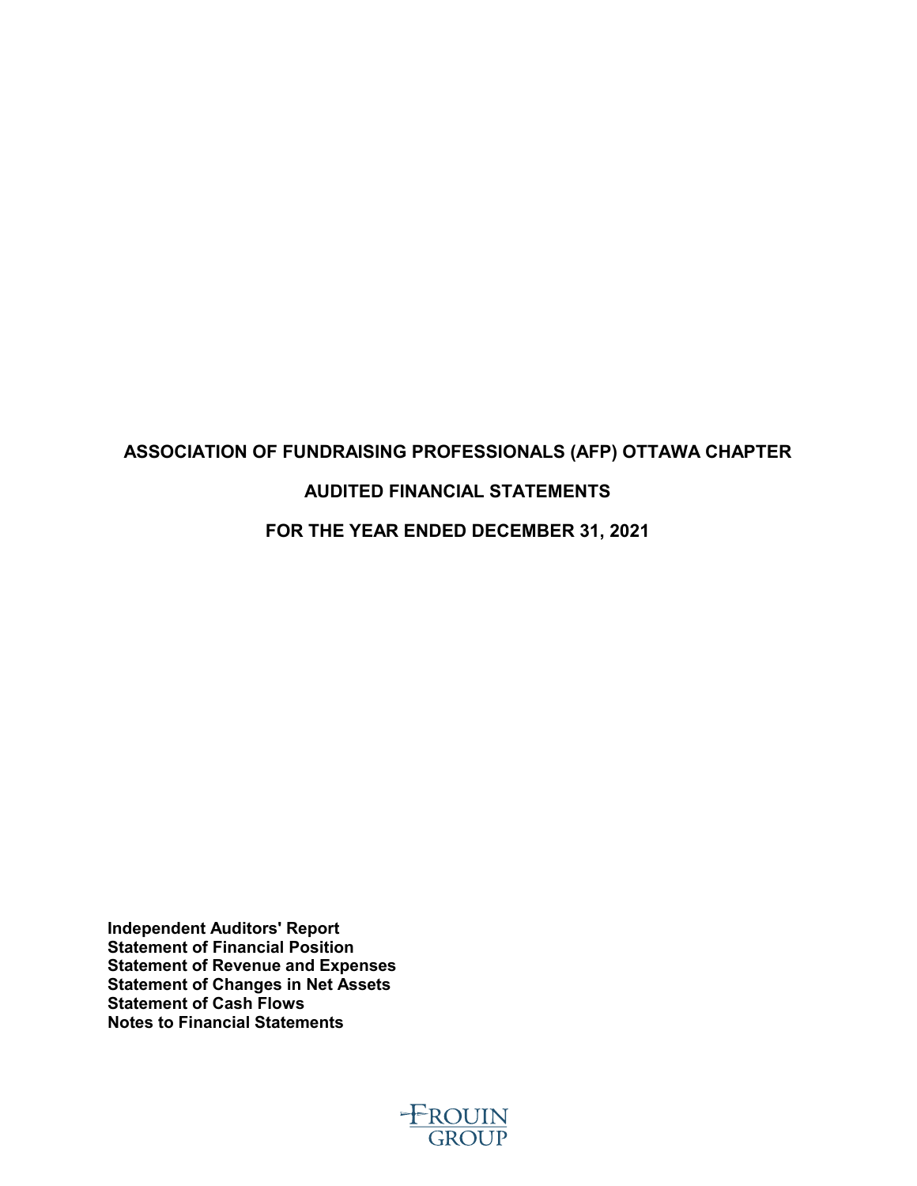# ASSOCIATION OF FUNDRAISING PROFESSIONALS (AFP) OTTAWA CHAPTER

## AUDITED FINANCIAL STATEMENTS

## FOR THE YEAR ENDED DECEMBER 31, 2021

**Independent Auditors' Report**
**Statement of Financial Position**
**Statement of Revenue and Expenses**
**Statement of Changes in Net Assets**
**Statement of Cash Flows**
**Notes to Financial Statements**

FROUIN GROUP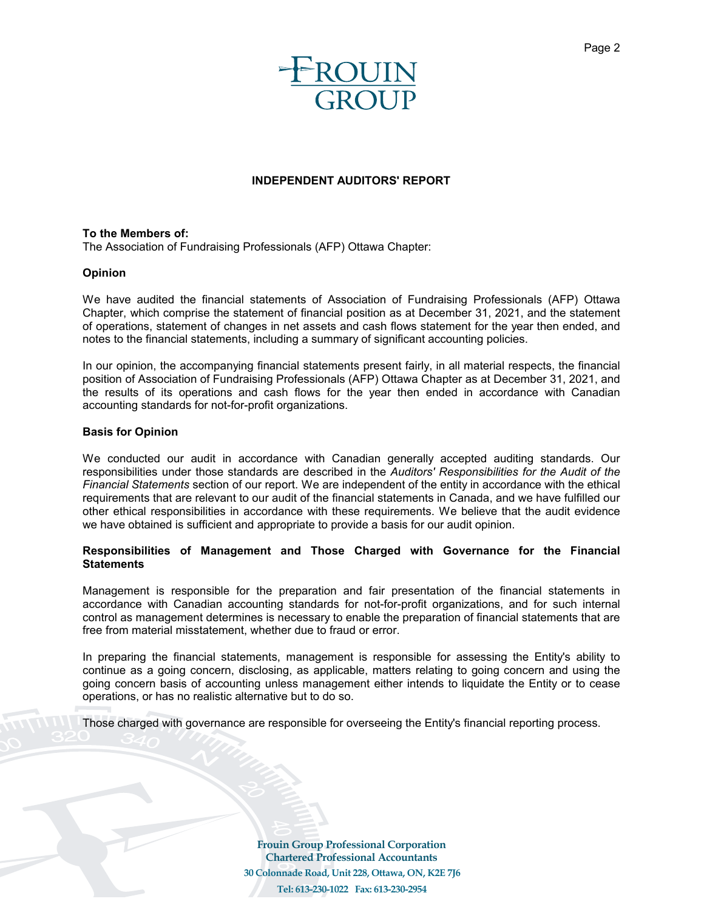# INDEPENDENT AUDITORS' REPORT

**To the Members of:**
The Association of Fundraising Professionals (AFP) Ottawa Chapter:

## Opinion

We have audited the financial statements of Association of Fundraising Professionals (AFP) Ottawa Chapter, which comprise the statement of financial position as at December 31, 2021, and the statement of operations, statement of changes in net assets and cash flows statement for the year then ended, and notes to the financial statements, including a summary of significant accounting policies.

In our opinion, the accompanying financial statements present fairly, in all material respects, the financial position of Association of Fundraising Professionals (AFP) Ottawa Chapter as at December 31, 2021, and the results of its operations and cash flows for the year then ended in accordance with Canadian accounting standards for not-for-profit organizations.

## Basis for Opinion

We conducted our audit in accordance with Canadian generally accepted auditing standards. Our responsibilities under those standards are described in the *Auditors' Responsibilities for the Audit of the Financial Statements* section of our report. We are independent of the entity in accordance with the ethical requirements that are relevant to our audit of the financial statements in Canada, and we have fulfilled our other ethical responsibilities in accordance with these requirements. We believe that the audit evidence we have obtained is sufficient and appropriate to provide a basis for our audit opinion.

## Responsibilities of Management and Those Charged with Governance for the Financial Statements

Management is responsible for the preparation and fair presentation of the financial statements in accordance with Canadian accounting standards for not-for-profit organizations, and for such internal control as management determines is necessary to enable the preparation of financial statements that are free from material misstatement, whether due to fraud or error.

In preparing the financial statements, management is responsible for assessing the Entity's ability to continue as a going concern, disclosing, as applicable, matters relating to going concern and using the going concern basis of accounting unless management either intends to liquidate the Entity or to cease operations, or has no realistic alternative but to do so.

Those charged with governance are responsible for overseeing the Entity's financial reporting process.

Frouin Group Professional Corporation
Chartered Professional Accountants
30 Colonnade Road, Unit 228, Ottawa, ON, K2E 7J6
Tel: 613-230-1022 Fax: 613-230-2954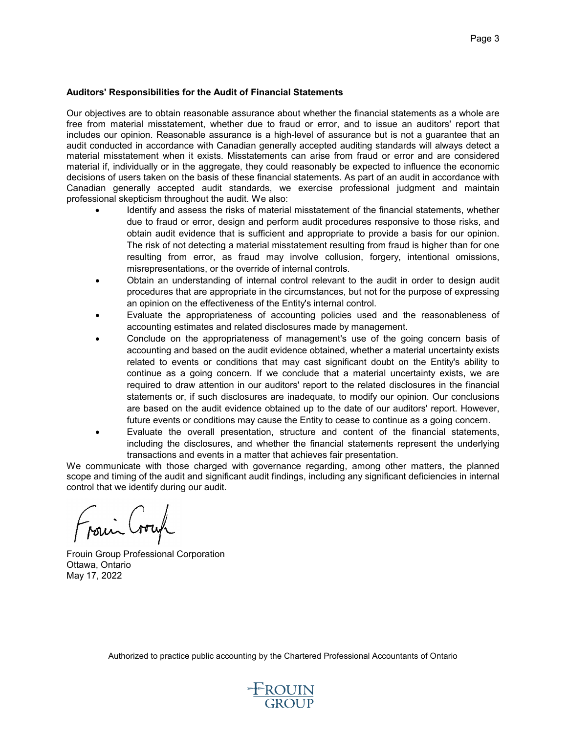**Auditors' Responsibilities for the Audit of Financial Statements**

Our objectives are to obtain reasonable assurance about whether the financial statements as a whole are free from material misstatement, whether due to fraud or error, and to issue an auditors' report that includes our opinion. Reasonable assurance is a high-level of assurance but is not a guarantee that an audit conducted in accordance with Canadian generally accepted auditing standards will always detect a material misstatement when it exists. Misstatements can arise from fraud or error and are considered material if, individually or in the aggregate, they could reasonably be expected to influence the economic decisions of users taken on the basis of these financial statements. As part of an audit in accordance with Canadian generally accepted audit standards, we exercise professional judgment and maintain professional skepticism throughout the audit. We also:

- Identify and assess the risks of material misstatement of the financial statements, whether due to fraud or error, design and perform audit procedures responsive to those risks, and obtain audit evidence that is sufficient and appropriate to provide a basis for our opinion. The risk of not detecting a material misstatement resulting from fraud is higher than for one resulting from error, as fraud may involve collusion, forgery, intentional omissions, misrepresentations, or the override of internal controls.
- Obtain an understanding of internal control relevant to the audit in order to design audit procedures that are appropriate in the circumstances, but not for the purpose of expressing an opinion on the effectiveness of the Entity's internal control.
- Evaluate the appropriateness of accounting policies used and the reasonableness of accounting estimates and related disclosures made by management.
- Conclude on the appropriateness of management's use of the going concern basis of accounting and based on the audit evidence obtained, whether a material uncertainty exists related to events or conditions that may cast significant doubt on the Entity's ability to continue as a going concern. If we conclude that a material uncertainty exists, we are required to draw attention in our auditors' report to the related disclosures in the financial statements or, if such disclosures are inadequate, to modify our opinion. Our conclusions are based on the audit evidence obtained up to the date of our auditors' report. However, future events or conditions may cause the Entity to cease to continue as a going concern.
- Evaluate the overall presentation, structure and content of the financial statements, including the disclosures, and whether the financial statements represent the underlying transactions and events in a matter that achieves fair presentation.

We communicate with those charged with governance regarding, among other matters, the planned scope and timing of the audit and significant audit findings, including any significant deficiencies in internal control that we identify during our audit.

Frouin Group Professional Corporation
Ottawa, Ontario
May 17, 2022

Authorized to practice public accounting by the Chartered Professional Accountants of Ontario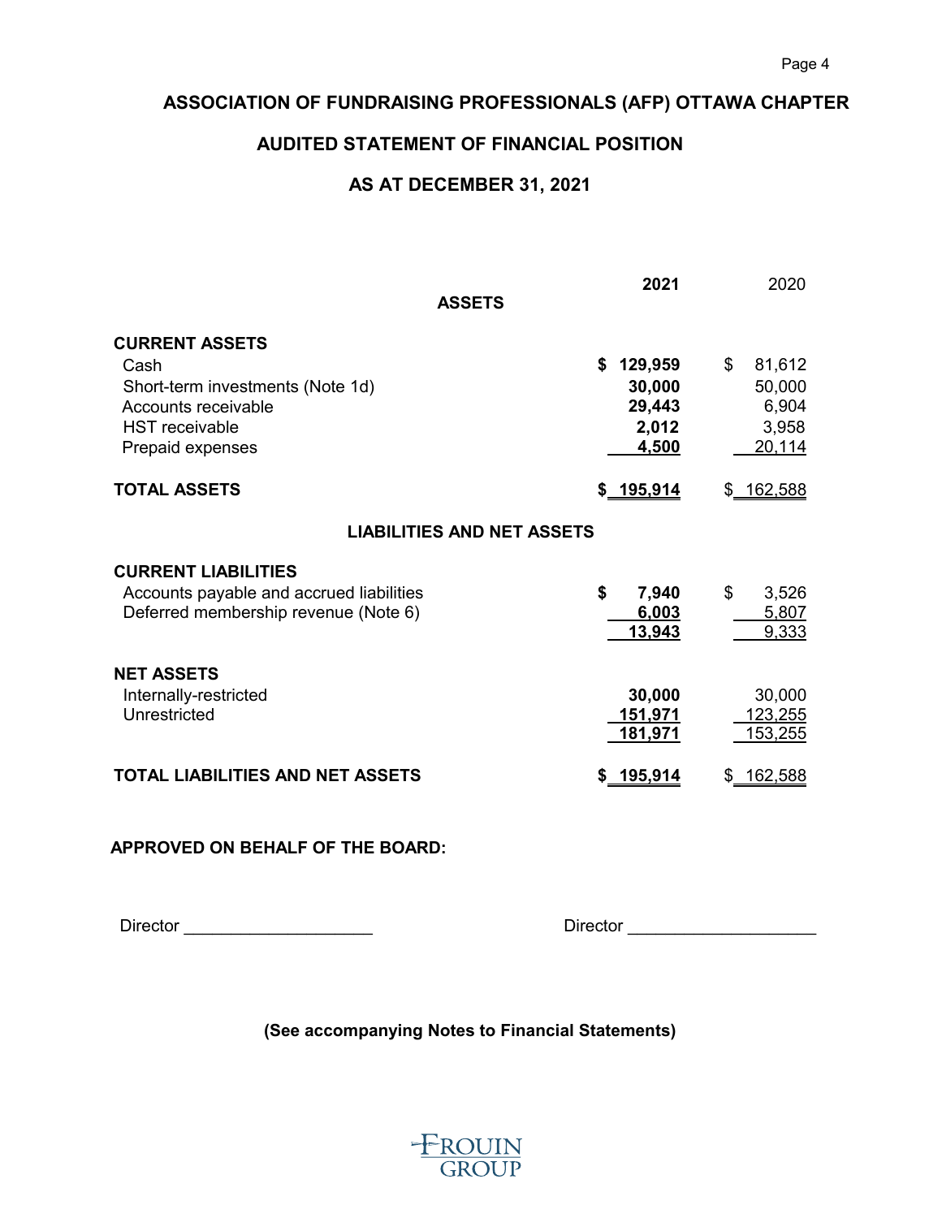# ASSOCIATION OF FUNDRAISING PROFESSIONALS (AFP) OTTAWA CHAPTER

## AUDITED STATEMENT OF FINANCIAL POSITION

## AS AT DECEMBER 31, 2021

| | **2021** | 2020 |
|---|---|---|
| **ASSETS** | | |
| **CURRENT ASSETS** | | |
| Cash | **$ 129,959** | $ 81,612 |
| Short-term investments (Note 1d) | **30,000** | 50,000 |
| Accounts receivable | **29,443** | 6,904 |
| HST receivable | **2,012** | 3,958 |
| Prepaid expenses | **4,500** | 20,114 |
| **TOTAL ASSETS** | **$ 195,914** | $ 162,588 |
| **LIABILITIES AND NET ASSETS** | | |
| **CURRENT LIABILITIES** | | |
| Accounts payable and accrued liabilities | **$ 7,940** | $ 3,526 |
| Deferred membership revenue (Note 6) | **6,003** | 5,807 |
| | **13,943** | 9,333 |
| **NET ASSETS** | | |
| Internally-restricted | **30,000** | 30,000 |
| Unrestricted | **151,971** | 123,255 |
| | **181,971** | 153,255 |
| **TOTAL LIABILITIES AND NET ASSETS** | **$ 195,914** | $ 162,588 |

**APPROVED ON BEHALF OF THE BOARD:**

Director ____________________ Director ____________________

**(See accompanying Notes to Financial Statements)**

FROUIN GROUP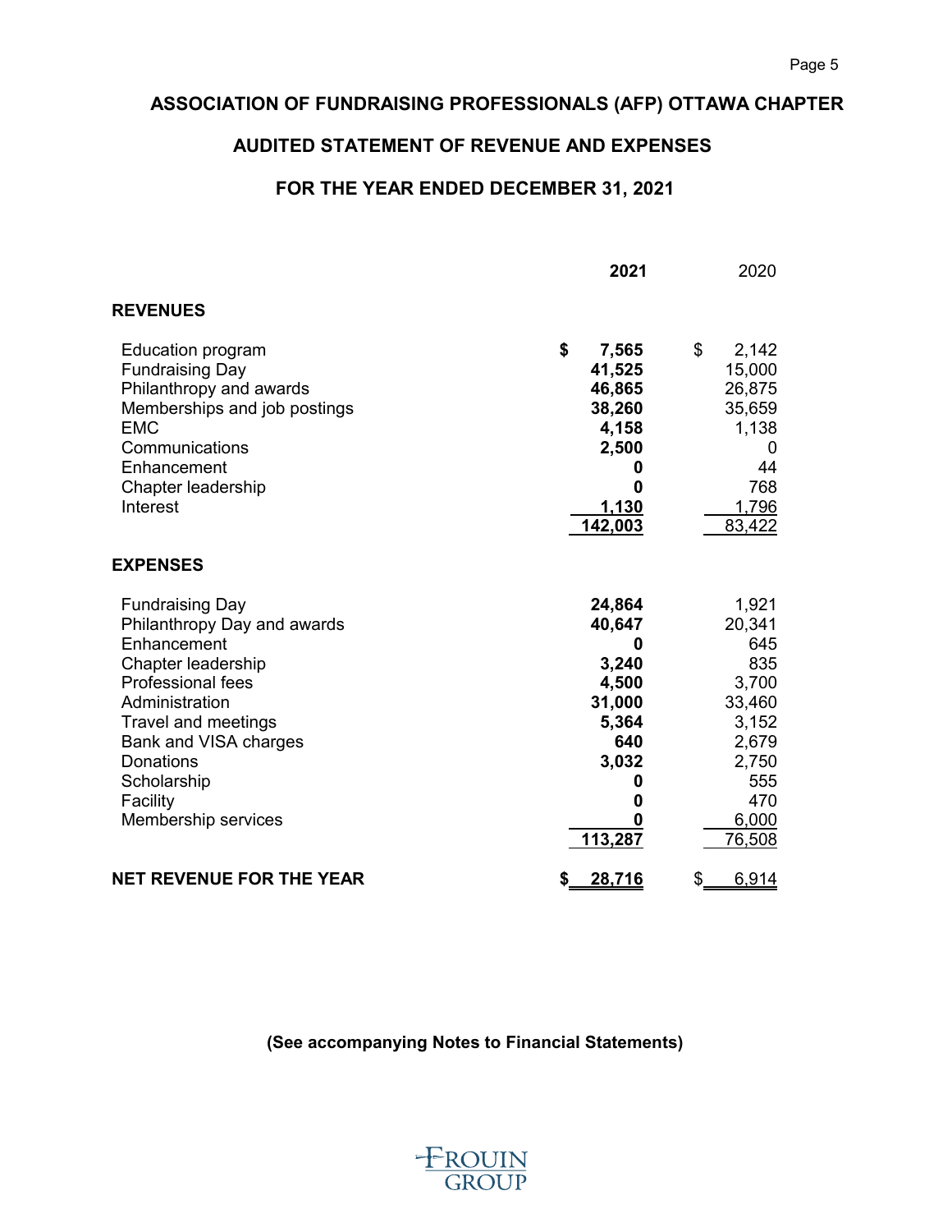# ASSOCIATION OF FUNDRAISING PROFESSIONALS (AFP) OTTAWA CHAPTER

## AUDITED STATEMENT OF REVENUE AND EXPENSES

## FOR THE YEAR ENDED DECEMBER 31, 2021

| | **2021** | 2020 |
|---|---|---|
| **REVENUES** | | |
| Education program | **$ 7,565** | $ 2,142 |
| Fundraising Day | **41,525** | 15,000 |
| Philanthropy and awards | **46,865** | 26,875 |
| Memberships and job postings | **38,260** | 35,659 |
| EMC | **4,158** | 1,138 |
| Communications | **2,500** | 0 |
| Enhancement | **0** | 44 |
| Chapter leadership | **0** | 768 |
| Interest | **1,130** | 1,796 |
| | **142,003** | 83,422 |
| **EXPENSES** | | |
| Fundraising Day | **24,864** | 1,921 |
| Philanthropy Day and awards | **40,647** | 20,341 |
| Enhancement | **0** | 645 |
| Chapter leadership | **3,240** | 835 |
| Professional fees | **4,500** | 3,700 |
| Administration | **31,000** | 33,460 |
| Travel and meetings | **5,364** | 3,152 |
| Bank and VISA charges | **640** | 2,679 |
| Donations | **3,032** | 2,750 |
| Scholarship | **0** | 555 |
| Facility | **0** | 470 |
| Membership services | **0** | 6,000 |
| | **113,287** | 76,508 |
| **NET REVENUE FOR THE YEAR** | **$ 28,716** | $ 6,914 |

**(See accompanying Notes to Financial Statements)**

FROUIN GROUP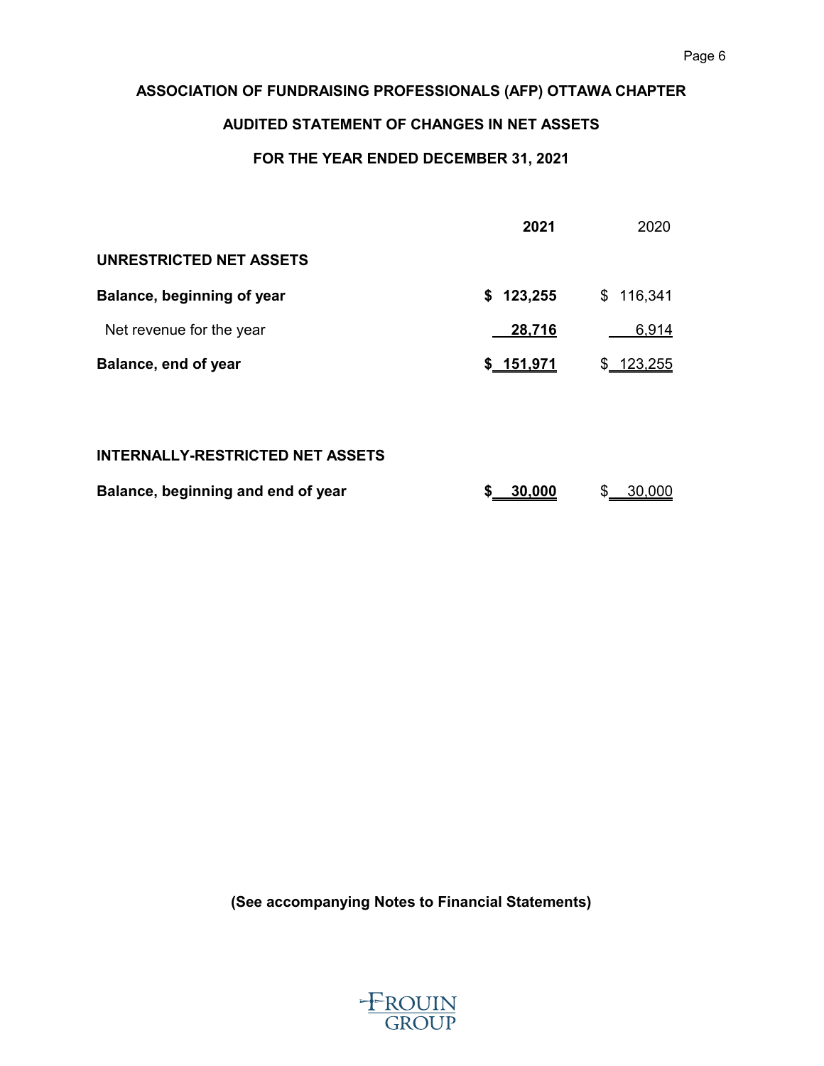# ASSOCIATION OF FUNDRAISING PROFESSIONALS (AFP) OTTAWA CHAPTER

## AUDITED STATEMENT OF CHANGES IN NET ASSETS

### FOR THE YEAR ENDED DECEMBER 31, 2021

| | **2021** | 2020 |
|---|---|---|
| **UNRESTRICTED NET ASSETS** | | |
| **Balance, beginning of year** | **$ 123,255** | $ 116,341 |
| Net revenue for the year | **28,716** | 6,914 |
| **Balance, end of year** | **$ 151,971** | $ 123,255 |
| | | |
| **INTERNALLY-RESTRICTED NET ASSETS** | | |
| **Balance, beginning and end of year** | **$ 30,000** | $ 30,000 |

**(See accompanying Notes to Financial Statements)**

FROUIN GROUP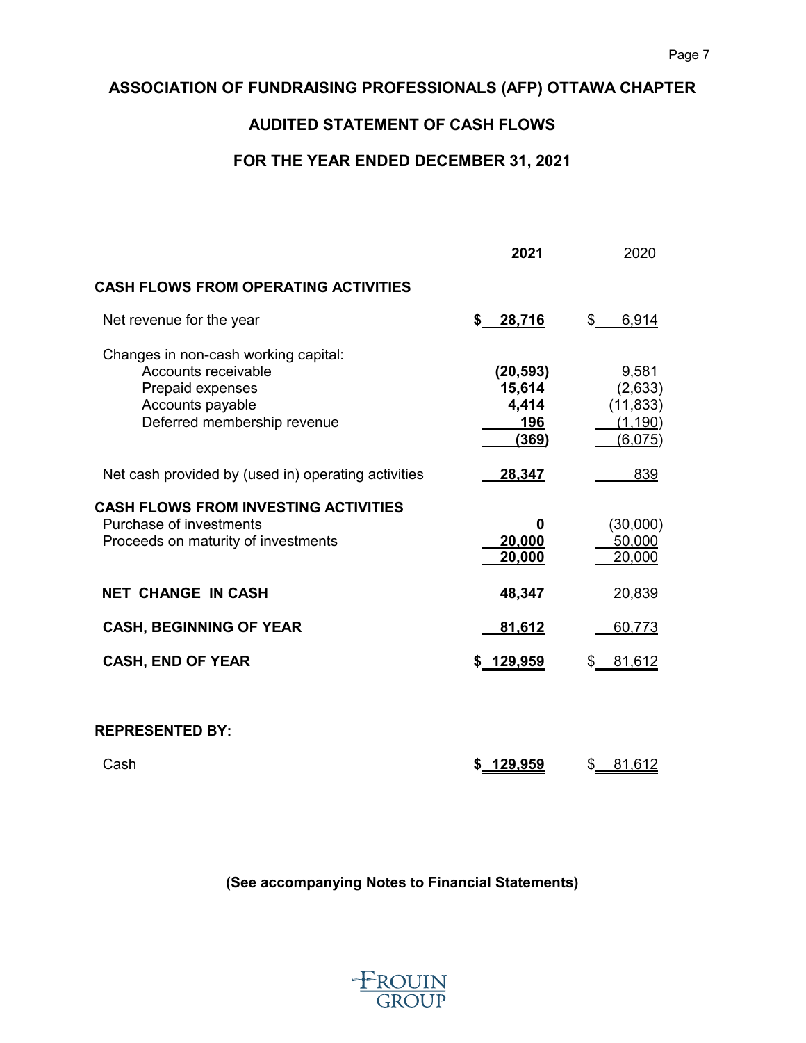# ASSOCIATION OF FUNDRAISING PROFESSIONALS (AFP) OTTAWA CHAPTER

## AUDITED STATEMENT OF CASH FLOWS

## FOR THE YEAR ENDED DECEMBER 31, 2021

| | **2021** | 2020 |
|---|---|---|
| **CASH FLOWS FROM OPERATING ACTIVITIES** | | |
| Net revenue for the year | **$ 28,716** | $ 6,914 |
| Changes in non-cash working capital: | | |
| Accounts receivable | **(20,593)** | 9,581 |
| Prepaid expenses | **15,614** | (2,633) |
| Accounts payable | **4,414** | (11,833) |
| Deferred membership revenue | **196** | (1,190) |
| | **(369)** | (6,075) |
| Net cash provided by (used in) operating activities | **28,347** | 839 |
| **CASH FLOWS FROM INVESTING ACTIVITIES** | | |
| Purchase of investments | **0** | (30,000) |
| Proceeds on maturity of investments | **20,000** | 50,000 |
| | **20,000** | 20,000 |
| **NET CHANGE IN CASH** | **48,347** | 20,839 |
| **CASH, BEGINNING OF YEAR** | **81,612** | 60,773 |
| **CASH, END OF YEAR** | **$ 129,959** | $ 81,612 |
| **REPRESENTED BY:** | | |
| Cash | **$ 129,959** | $ 81,612 |

**(See accompanying Notes to Financial Statements)**

FROUIN GROUP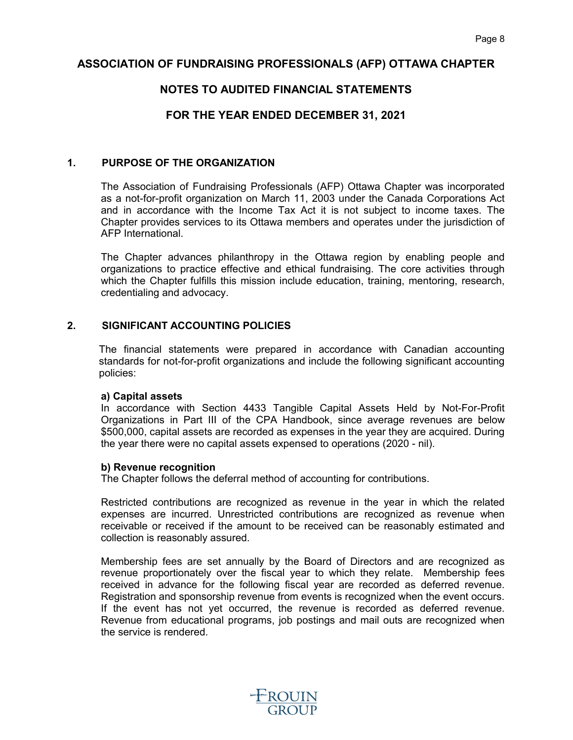# ASSOCIATION OF FUNDRAISING PROFESSIONALS (AFP) OTTAWA CHAPTER

## NOTES TO AUDITED FINANCIAL STATEMENTS

## FOR THE YEAR ENDED DECEMBER 31, 2021

### 1. PURPOSE OF THE ORGANIZATION

The Association of Fundraising Professionals (AFP) Ottawa Chapter was incorporated as a not-for-profit organization on March 11, 2003 under the Canada Corporations Act and in accordance with the Income Tax Act it is not subject to income taxes. The Chapter provides services to its Ottawa members and operates under the jurisdiction of AFP International.

The Chapter advances philanthropy in the Ottawa region by enabling people and organizations to practice effective and ethical fundraising. The core activities through which the Chapter fulfills this mission include education, training, mentoring, research, credentialing and advocacy.

### 2. SIGNIFICANT ACCOUNTING POLICIES

The financial statements were prepared in accordance with Canadian accounting standards for not-for-profit organizations and include the following significant accounting policies:

**a) Capital assets**
In accordance with Section 4433 Tangible Capital Assets Held by Not-For-Profit Organizations in Part III of the CPA Handbook, since average revenues are below $500,000, capital assets are recorded as expenses in the year they are acquired. During the year there were no capital assets expensed to operations (2020 - nil).

**b) Revenue recognition**
The Chapter follows the deferral method of accounting for contributions.

Restricted contributions are recognized as revenue in the year in which the related expenses are incurred. Unrestricted contributions are recognized as revenue when receivable or received if the amount to be received can be reasonably estimated and collection is reasonably assured.

Membership fees are set annually by the Board of Directors and are recognized as revenue proportionately over the fiscal year to which they relate. Membership fees received in advance for the following fiscal year are recorded as deferred revenue. Registration and sponsorship revenue from events is recognized when the event occurs. If the event has not yet occurred, the revenue is recorded as deferred revenue. Revenue from educational programs, job postings and mail outs are recognized when the service is rendered.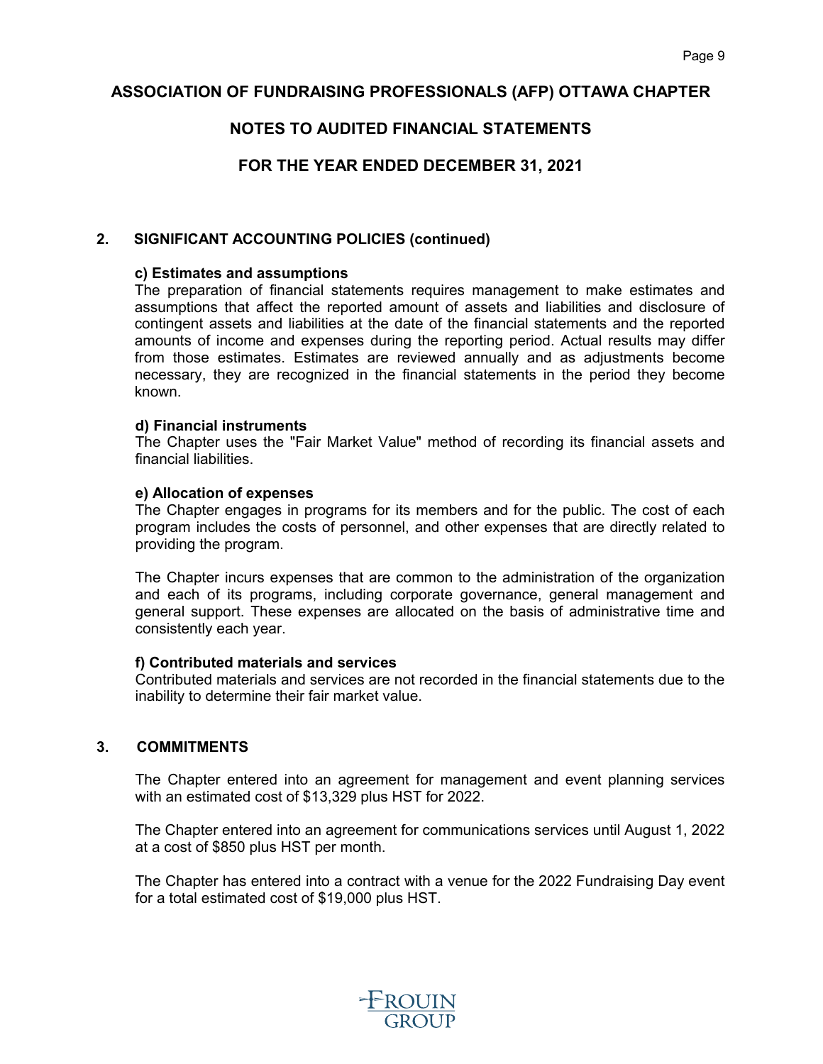# ASSOCIATION OF FUNDRAISING PROFESSIONALS (AFP) OTTAWA CHAPTER

## NOTES TO AUDITED FINANCIAL STATEMENTS

## FOR THE YEAR ENDED DECEMBER 31, 2021

### 2. SIGNIFICANT ACCOUNTING POLICIES (continued)

**c) Estimates and assumptions**

The preparation of financial statements requires management to make estimates and assumptions that affect the reported amount of assets and liabilities and disclosure of contingent assets and liabilities at the date of the financial statements and the reported amounts of income and expenses during the reporting period. Actual results may differ from those estimates. Estimates are reviewed annually and as adjustments become necessary, they are recognized in the financial statements in the period they become known.

**d) Financial instruments**

The Chapter uses the "Fair Market Value" method of recording its financial assets and financial liabilities.

**e) Allocation of expenses**

The Chapter engages in programs for its members and for the public. The cost of each program includes the costs of personnel, and other expenses that are directly related to providing the program.

The Chapter incurs expenses that are common to the administration of the organization and each of its programs, including corporate governance, general management and general support. These expenses are allocated on the basis of administrative time and consistently each year.

**f) Contributed materials and services**

Contributed materials and services are not recorded in the financial statements due to the inability to determine their fair market value.

### 3. COMMITMENTS

The Chapter entered into an agreement for management and event planning services with an estimated cost of $13,329 plus HST for 2022.

The Chapter entered into an agreement for communications services until August 1, 2022 at a cost of $850 plus HST per month.

The Chapter has entered into a contract with a venue for the 2022 Fundraising Day event for a total estimated cost of $19,000 plus HST.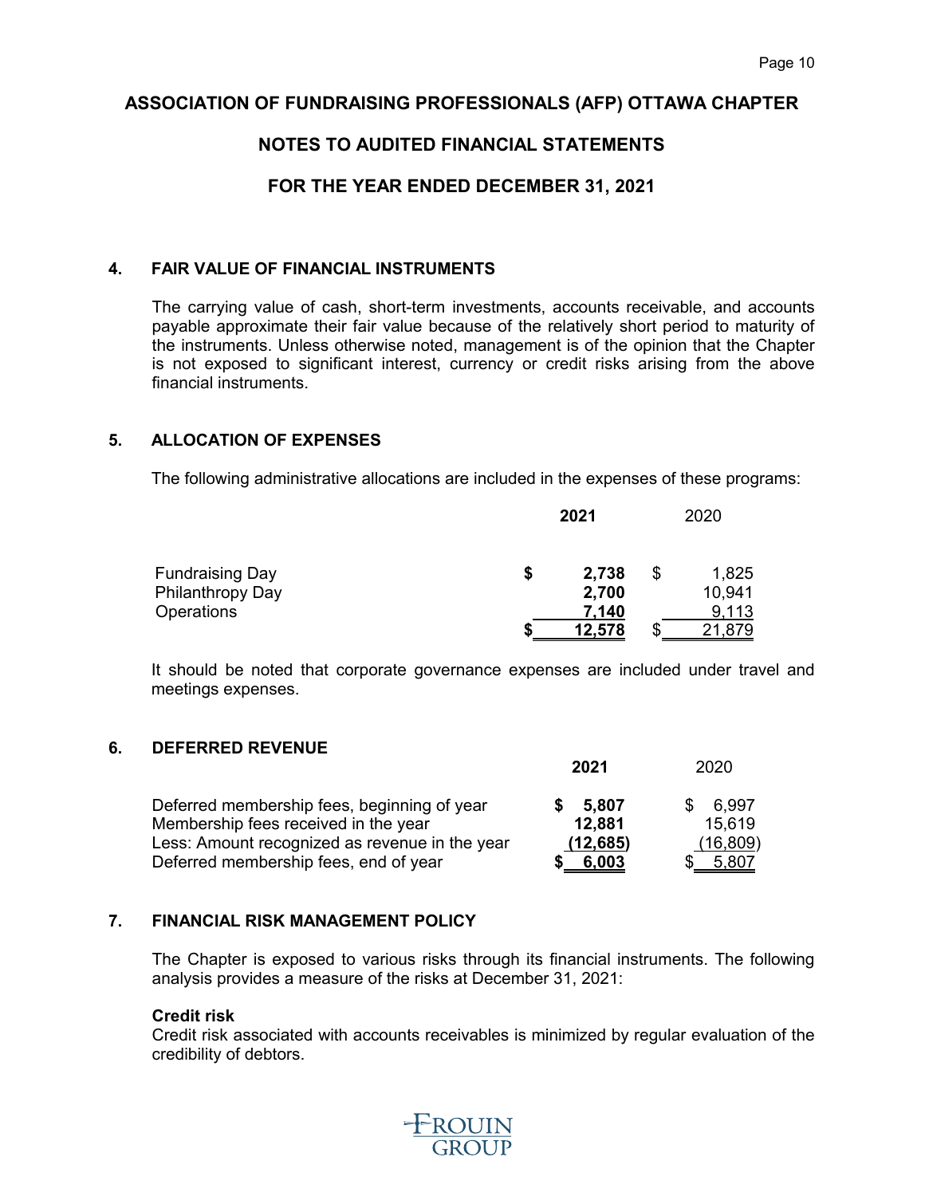# ASSOCIATION OF FUNDRAISING PROFESSIONALS (AFP) OTTAWA CHAPTER

## NOTES TO AUDITED FINANCIAL STATEMENTS

## FOR THE YEAR ENDED DECEMBER 31, 2021

### 4. FAIR VALUE OF FINANCIAL INSTRUMENTS

The carrying value of cash, short-term investments, accounts receivable, and accounts payable approximate their fair value because of the relatively short period to maturity of the instruments. Unless otherwise noted, management is of the opinion that the Chapter is not exposed to significant interest, currency or credit risks arising from the above financial instruments.

### 5. ALLOCATION OF EXPENSES

The following administrative allocations are included in the expenses of these programs:

| | **2021** | 2020 |
|---|---|---|
| Fundraising Day | **$ 2,738** | $ 1,825 |
| Philanthropy Day | **2,700** | 10,941 |
| Operations | **7,140** | 9,113 |
| | **$ 12,578** | $ 21,879 |

It should be noted that corporate governance expenses are included under travel and meetings expenses.

### 6. DEFERRED REVENUE

| | **2021** | 2020 |
|---|---|---|
| Deferred membership fees, beginning of year | **$ 5,807** | $ 6,997 |
| Membership fees received in the year | **12,881** | 15,619 |
| Less: Amount recognized as revenue in the year | **(12,685)** | (16,809) |
| Deferred membership fees, end of year | **$ 6,003** | $ 5,807 |

### 7. FINANCIAL RISK MANAGEMENT POLICY

The Chapter is exposed to various risks through its financial instruments. The following analysis provides a measure of the risks at December 31, 2021:

**Credit risk**

Credit risk associated with accounts receivables is minimized by regular evaluation of the credibility of debtors.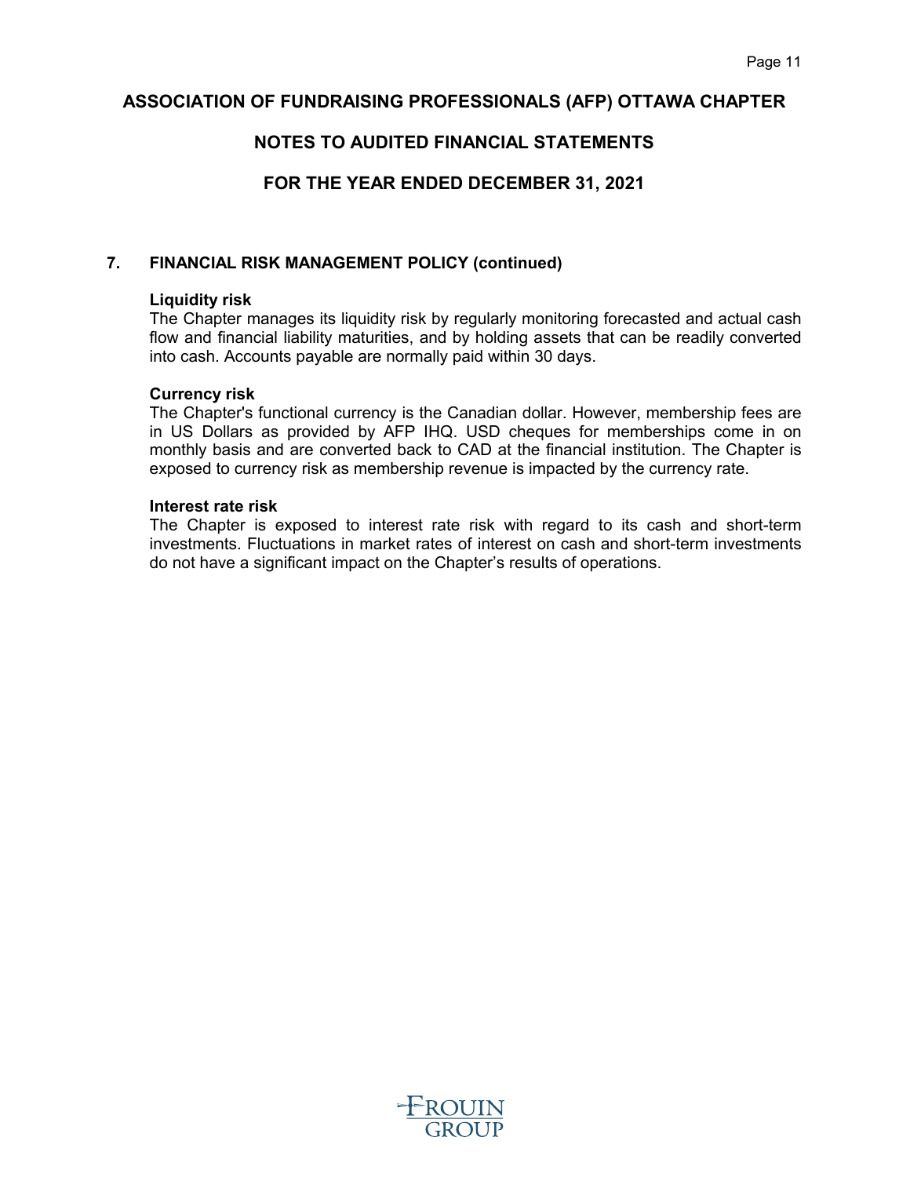# ASSOCIATION OF FUNDRAISING PROFESSIONALS (AFP) OTTAWA CHAPTER

## NOTES TO AUDITED FINANCIAL STATEMENTS

## FOR THE YEAR ENDED DECEMBER 31, 2021

### 7. FINANCIAL RISK MANAGEMENT POLICY (continued)

**Liquidity risk**

The Chapter manages its liquidity risk by regularly monitoring forecasted and actual cash flow and financial liability maturities, and by holding assets that can be readily converted into cash. Accounts payable are normally paid within 30 days.

**Currency risk**

The Chapter's functional currency is the Canadian dollar. However, membership fees are in US Dollars as provided by AFP IHQ. USD cheques for memberships come in on monthly basis and are converted back to CAD at the financial institution. The Chapter is exposed to currency risk as membership revenue is impacted by the currency rate.

**Interest rate risk**

The Chapter is exposed to interest rate risk with regard to its cash and short-term investments. Fluctuations in market rates of interest on cash and short-term investments do not have a significant impact on the Chapter's results of operations.

FROUIN GROUP